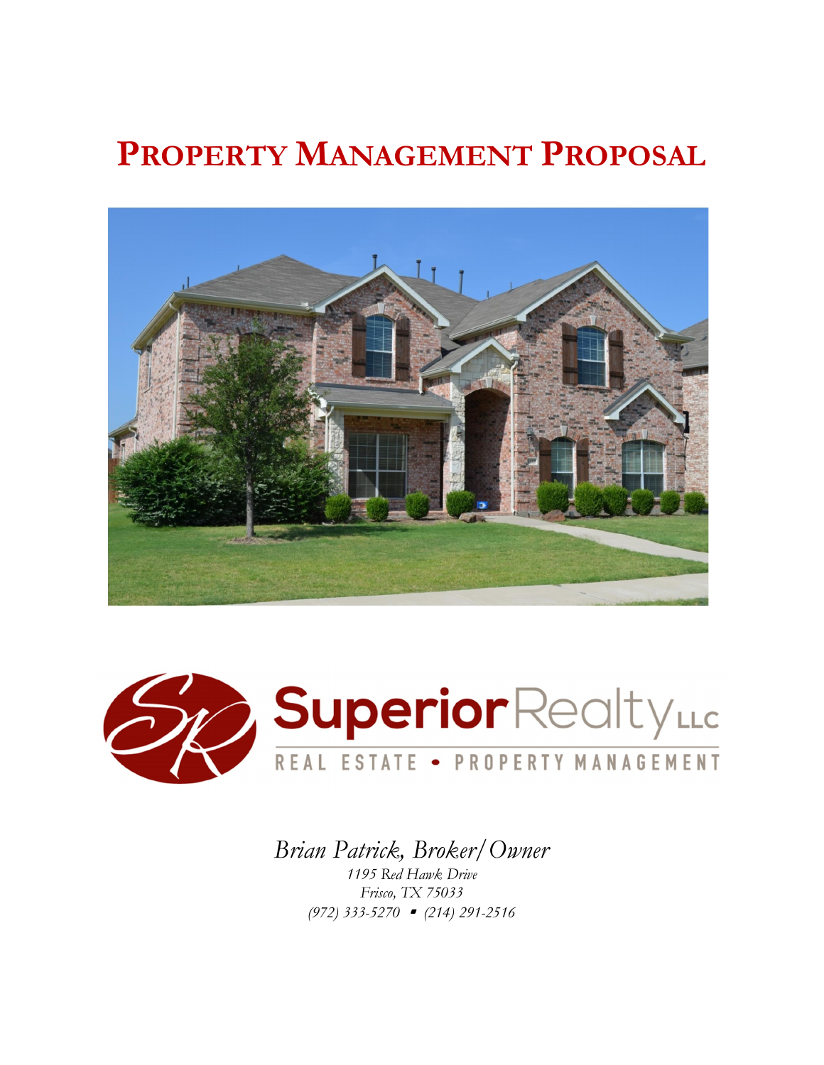# Property Management Proposal

Superior Realty LLC

REAL ESTATE • PROPERTY MANAGEMENT

*Brian Patrick, Broker/Owner*

*1195 Red Hawk Drive*

*Frisco, TX 75033*

*(972) 333-5270 ▪ (214) 291-2516*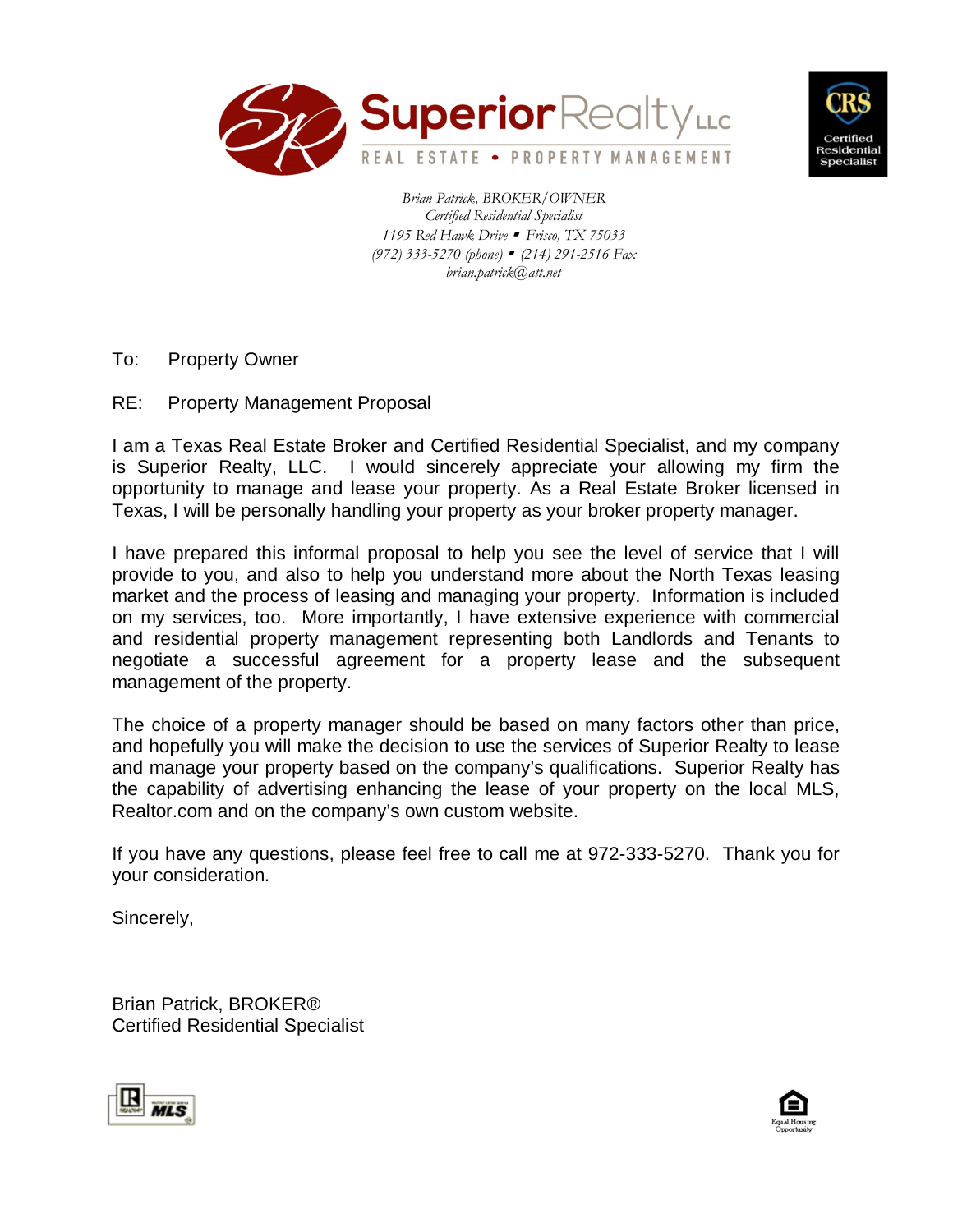Superior Realty LLC

REAL ESTATE • PROPERTY MANAGEMENT

*Brian Patrick, BROKER/OWNER*
*Certified Residential Specialist*
*1195 Red Hawk Drive ▪ Frisco, TX 75033*
*(972) 333-5270 (phone) ▪ (214) 291-2516 Fax*
*brian.patrick@att.net*

To: Property Owner

RE: Property Management Proposal

I am a Texas Real Estate Broker and Certified Residential Specialist, and my company is Superior Realty, LLC. I would sincerely appreciate your allowing my firm the opportunity to manage and lease your property. As a Real Estate Broker licensed in Texas, I will be personally handling your property as your broker property manager.

I have prepared this informal proposal to help you see the level of service that I will provide to you, and also to help you understand more about the North Texas leasing market and the process of leasing and managing your property. Information is included on my services, too. More importantly, I have extensive experience with commercial and residential property management representing both Landlords and Tenants to negotiate a successful agreement for a property lease and the subsequent management of the property.

The choice of a property manager should be based on many factors other than price, and hopefully you will make the decision to use the services of Superior Realty to lease and manage your property based on the company's qualifications. Superior Realty has the capability of advertising enhancing the lease of your property on the local MLS, Realtor.com and on the company's own custom website.

If you have any questions, please feel free to call me at 972-333-5270. Thank you for your consideration.

Sincerely,

Brian Patrick, BROKER®
Certified Residential Specialist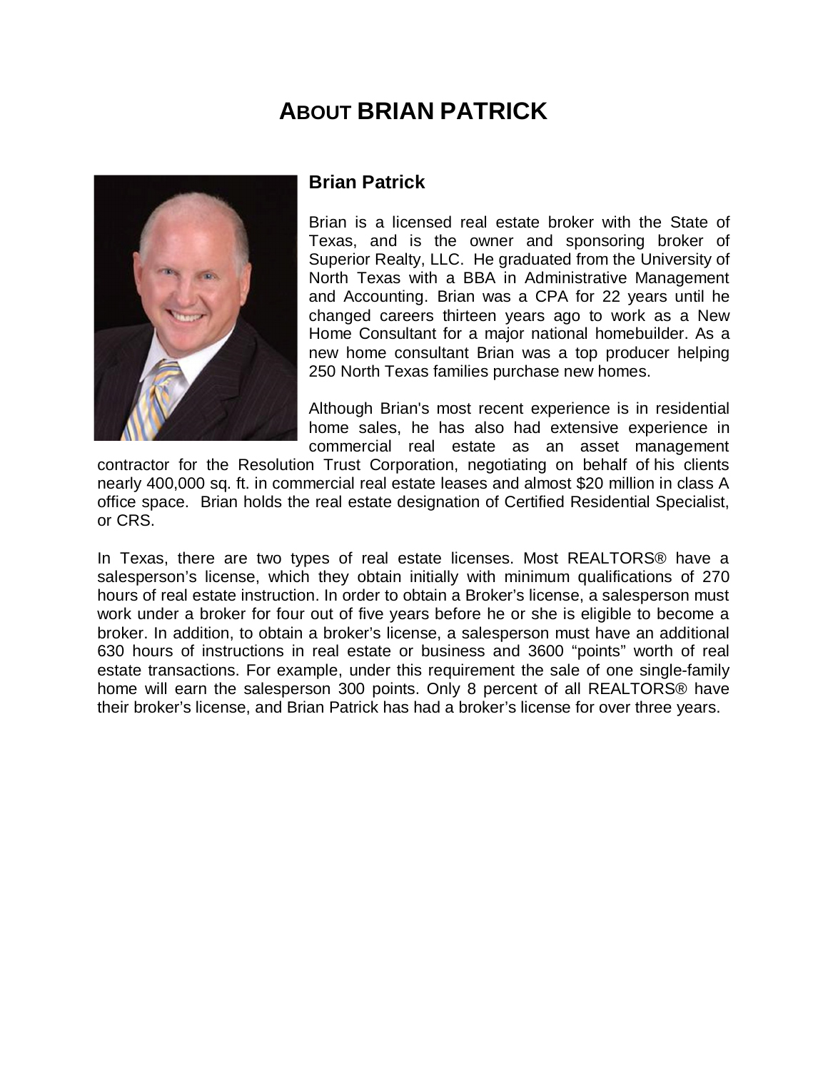# ABOUT BRIAN PATRICK

### Brian Patrick

Brian is a licensed real estate broker with the State of Texas, and is the owner and sponsoring broker of Superior Realty, LLC. He graduated from the University of North Texas with a BBA in Administrative Management and Accounting. Brian was a CPA for 22 years until he changed careers thirteen years ago to work as a New Home Consultant for a major national homebuilder. As a new home consultant Brian was a top producer helping 250 North Texas families purchase new homes.

Although Brian's most recent experience is in residential home sales, he has also had extensive experience in commercial real estate as an asset management contractor for the Resolution Trust Corporation, negotiating on behalf of his clients nearly 400,000 sq. ft. in commercial real estate leases and almost $20 million in class A office space. Brian holds the real estate designation of Certified Residential Specialist, or CRS.

In Texas, there are two types of real estate licenses. Most REALTORS® have a salesperson's license, which they obtain initially with minimum qualifications of 270 hours of real estate instruction. In order to obtain a Broker's license, a salesperson must work under a broker for four out of five years before he or she is eligible to become a broker. In addition, to obtain a broker's license, a salesperson must have an additional 630 hours of instructions in real estate or business and 3600 "points" worth of real estate transactions. For example, under this requirement the sale of one single-family home will earn the salesperson 300 points. Only 8 percent of all REALTORS® have their broker's license, and Brian Patrick has had a broker's license for over three years.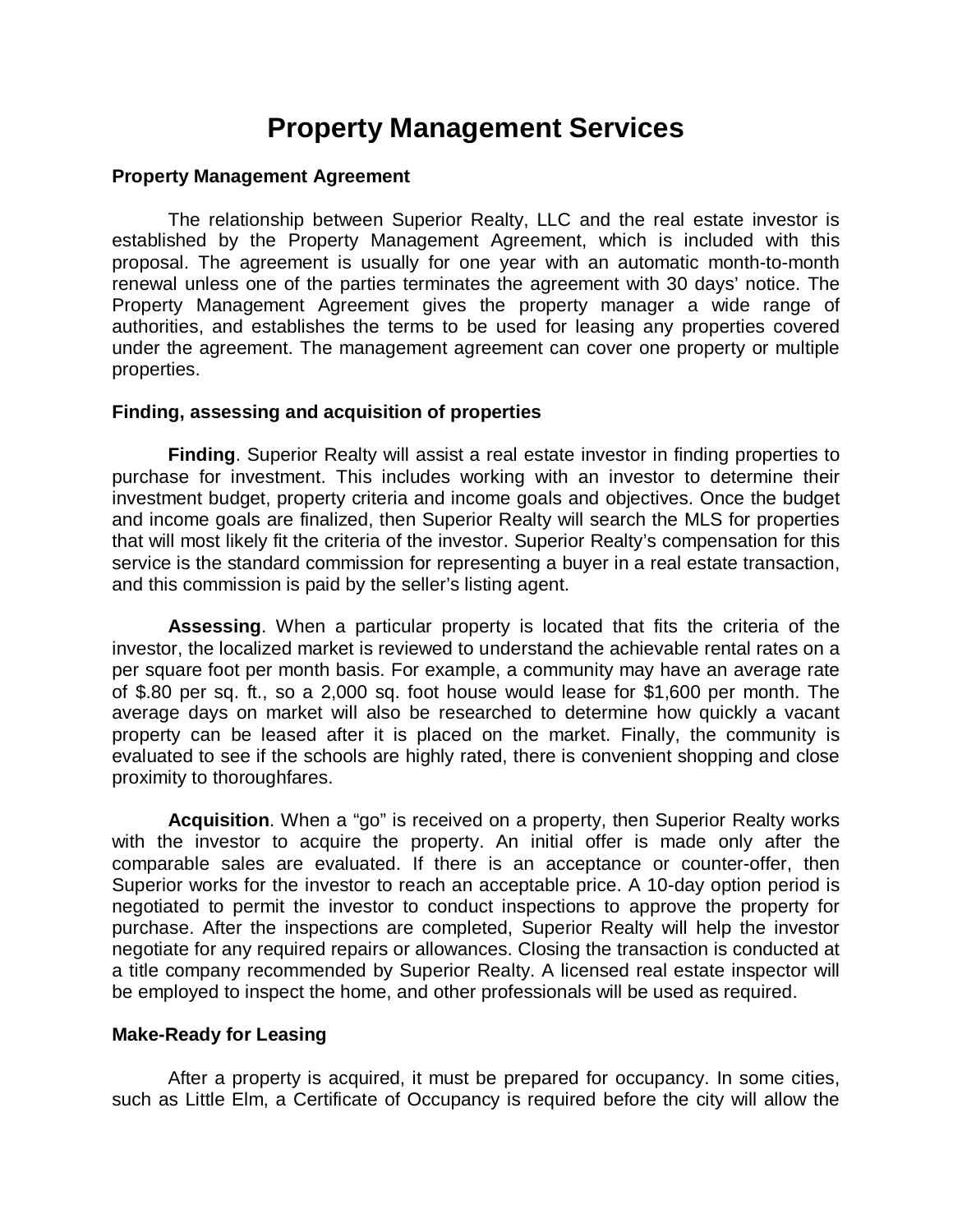# Property Management Services

## Property Management Agreement

The relationship between Superior Realty, LLC and the real estate investor is established by the Property Management Agreement, which is included with this proposal. The agreement is usually for one year with an automatic month-to-month renewal unless one of the parties terminates the agreement with 30 days' notice. The Property Management Agreement gives the property manager a wide range of authorities, and establishes the terms to be used for leasing any properties covered under the agreement. The management agreement can cover one property or multiple properties.

## Finding, assessing and acquisition of properties

**Finding**. Superior Realty will assist a real estate investor in finding properties to purchase for investment. This includes working with an investor to determine their investment budget, property criteria and income goals and objectives. Once the budget and income goals are finalized, then Superior Realty will search the MLS for properties that will most likely fit the criteria of the investor. Superior Realty's compensation for this service is the standard commission for representing a buyer in a real estate transaction, and this commission is paid by the seller's listing agent.

**Assessing**. When a particular property is located that fits the criteria of the investor, the localized market is reviewed to understand the achievable rental rates on a per square foot per month basis. For example, a community may have an average rate of $.80 per sq. ft., so a 2,000 sq. foot house would lease for $1,600 per month. The average days on market will also be researched to determine how quickly a vacant property can be leased after it is placed on the market. Finally, the community is evaluated to see if the schools are highly rated, there is convenient shopping and close proximity to thoroughfares.

**Acquisition**. When a "go" is received on a property, then Superior Realty works with the investor to acquire the property. An initial offer is made only after the comparable sales are evaluated. If there is an acceptance or counter-offer, then Superior works for the investor to reach an acceptable price. A 10-day option period is negotiated to permit the investor to conduct inspections to approve the property for purchase. After the inspections are completed, Superior Realty will help the investor negotiate for any required repairs or allowances. Closing the transaction is conducted at a title company recommended by Superior Realty. A licensed real estate inspector will be employed to inspect the home, and other professionals will be used as required.

## Make-Ready for Leasing

After a property is acquired, it must be prepared for occupancy. In some cities, such as Little Elm, a Certificate of Occupancy is required before the city will allow the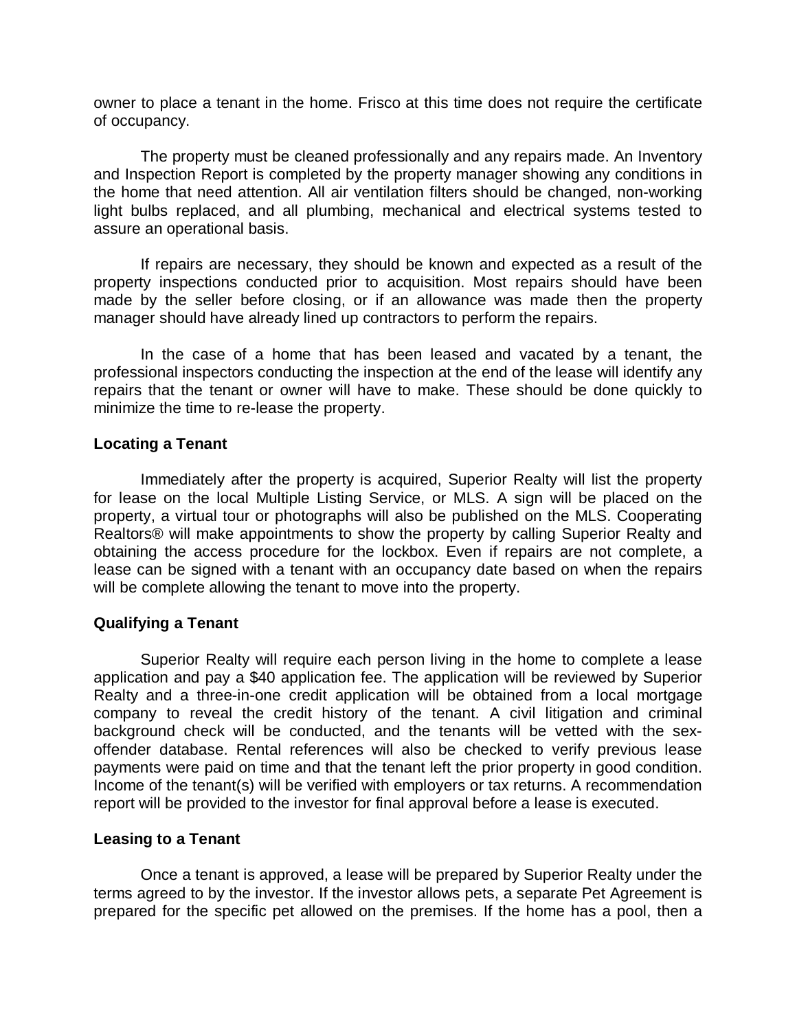owner to place a tenant in the home. Frisco at this time does not require the certificate of occupancy.

The property must be cleaned professionally and any repairs made. An Inventory and Inspection Report is completed by the property manager showing any conditions in the home that need attention. All air ventilation filters should be changed, non-working light bulbs replaced, and all plumbing, mechanical and electrical systems tested to assure an operational basis.

If repairs are necessary, they should be known and expected as a result of the property inspections conducted prior to acquisition. Most repairs should have been made by the seller before closing, or if an allowance was made then the property manager should have already lined up contractors to perform the repairs.

In the case of a home that has been leased and vacated by a tenant, the professional inspectors conducting the inspection at the end of the lease will identify any repairs that the tenant or owner will have to make. These should be done quickly to minimize the time to re-lease the property.

**Locating a Tenant**

Immediately after the property is acquired, Superior Realty will list the property for lease on the local Multiple Listing Service, or MLS. A sign will be placed on the property, a virtual tour or photographs will also be published on the MLS. Cooperating Realtors® will make appointments to show the property by calling Superior Realty and obtaining the access procedure for the lockbox. Even if repairs are not complete, a lease can be signed with a tenant with an occupancy date based on when the repairs will be complete allowing the tenant to move into the property.

**Qualifying a Tenant**

Superior Realty will require each person living in the home to complete a lease application and pay a $40 application fee. The application will be reviewed by Superior Realty and a three-in-one credit application will be obtained from a local mortgage company to reveal the credit history of the tenant. A civil litigation and criminal background check will be conducted, and the tenants will be vetted with the sex-offender database. Rental references will also be checked to verify previous lease payments were paid on time and that the tenant left the prior property in good condition. Income of the tenant(s) will be verified with employers or tax returns. A recommendation report will be provided to the investor for final approval before a lease is executed.

**Leasing to a Tenant**

Once a tenant is approved, a lease will be prepared by Superior Realty under the terms agreed to by the investor. If the investor allows pets, a separate Pet Agreement is prepared for the specific pet allowed on the premises. If the home has a pool, then a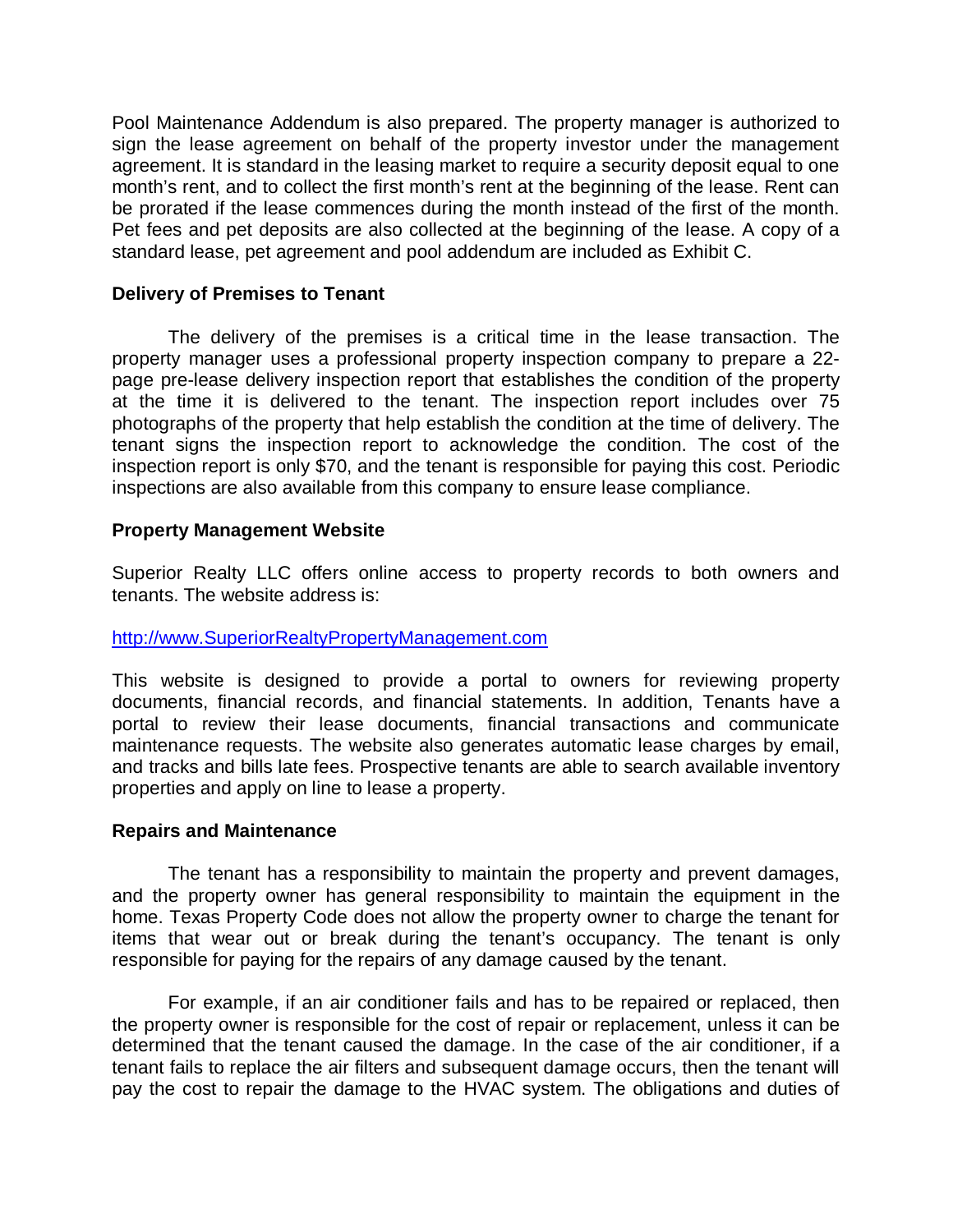Pool Maintenance Addendum is also prepared. The property manager is authorized to sign the lease agreement on behalf of the property investor under the management agreement. It is standard in the leasing market to require a security deposit equal to one month's rent, and to collect the first month's rent at the beginning of the lease. Rent can be prorated if the lease commences during the month instead of the first of the month. Pet fees and pet deposits are also collected at the beginning of the lease. A copy of a standard lease, pet agreement and pool addendum are included as Exhibit C.

**Delivery of Premises to Tenant**

The delivery of the premises is a critical time in the lease transaction. The property manager uses a professional property inspection company to prepare a 22-page pre-lease delivery inspection report that establishes the condition of the property at the time it is delivered to the tenant. The inspection report includes over 75 photographs of the property that help establish the condition at the time of delivery. The tenant signs the inspection report to acknowledge the condition. The cost of the inspection report is only $70, and the tenant is responsible for paying this cost. Periodic inspections are also available from this company to ensure lease compliance.

**Property Management Website**

Superior Realty LLC offers online access to property records to both owners and tenants. The website address is:

[http://www.SuperiorRealtyPropertyManagement.com](http://www.SuperiorRealtyPropertyManagement.com)

This website is designed to provide a portal to owners for reviewing property documents, financial records, and financial statements. In addition, Tenants have a portal to review their lease documents, financial transactions and communicate maintenance requests. The website also generates automatic lease charges by email, and tracks and bills late fees. Prospective tenants are able to search available inventory properties and apply on line to lease a property.

**Repairs and Maintenance**

The tenant has a responsibility to maintain the property and prevent damages, and the property owner has general responsibility to maintain the equipment in the home. Texas Property Code does not allow the property owner to charge the tenant for items that wear out or break during the tenant's occupancy. The tenant is only responsible for paying for the repairs of any damage caused by the tenant.

For example, if an air conditioner fails and has to be repaired or replaced, then the property owner is responsible for the cost of repair or replacement, unless it can be determined that the tenant caused the damage. In the case of the air conditioner, if a tenant fails to replace the air filters and subsequent damage occurs, then the tenant will pay the cost to repair the damage to the HVAC system. The obligations and duties of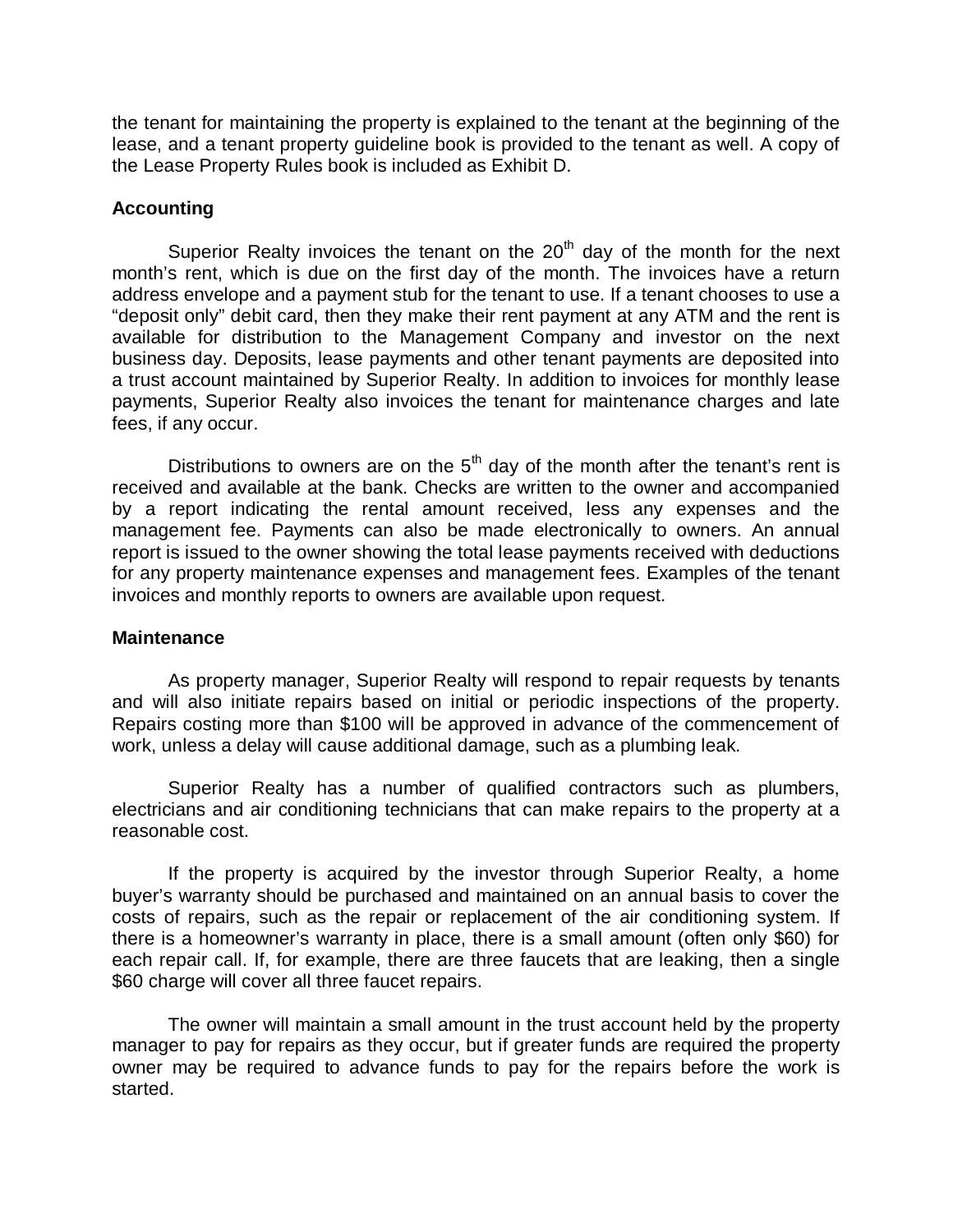the tenant for maintaining the property is explained to the tenant at the beginning of the lease, and a tenant property guideline book is provided to the tenant as well. A copy of the Lease Property Rules book is included as Exhibit D.

**Accounting**

Superior Realty invoices the tenant on the 20th day of the month for the next month's rent, which is due on the first day of the month. The invoices have a return address envelope and a payment stub for the tenant to use. If a tenant chooses to use a "deposit only" debit card, then they make their rent payment at any ATM and the rent is available for distribution to the Management Company and investor on the next business day. Deposits, lease payments and other tenant payments are deposited into a trust account maintained by Superior Realty. In addition to invoices for monthly lease payments, Superior Realty also invoices the tenant for maintenance charges and late fees, if any occur.

Distributions to owners are on the 5th day of the month after the tenant's rent is received and available at the bank. Checks are written to the owner and accompanied by a report indicating the rental amount received, less any expenses and the management fee. Payments can also be made electronically to owners. An annual report is issued to the owner showing the total lease payments received with deductions for any property maintenance expenses and management fees. Examples of the tenant invoices and monthly reports to owners are available upon request.

**Maintenance**

As property manager, Superior Realty will respond to repair requests by tenants and will also initiate repairs based on initial or periodic inspections of the property. Repairs costing more than $100 will be approved in advance of the commencement of work, unless a delay will cause additional damage, such as a plumbing leak.

Superior Realty has a number of qualified contractors such as plumbers, electricians and air conditioning technicians that can make repairs to the property at a reasonable cost.

If the property is acquired by the investor through Superior Realty, a home buyer's warranty should be purchased and maintained on an annual basis to cover the costs of repairs, such as the repair or replacement of the air conditioning system. If there is a homeowner's warranty in place, there is a small amount (often only $60) for each repair call. If, for example, there are three faucets that are leaking, then a single $60 charge will cover all three faucet repairs.

The owner will maintain a small amount in the trust account held by the property manager to pay for repairs as they occur, but if greater funds are required the property owner may be required to advance funds to pay for the repairs before the work is started.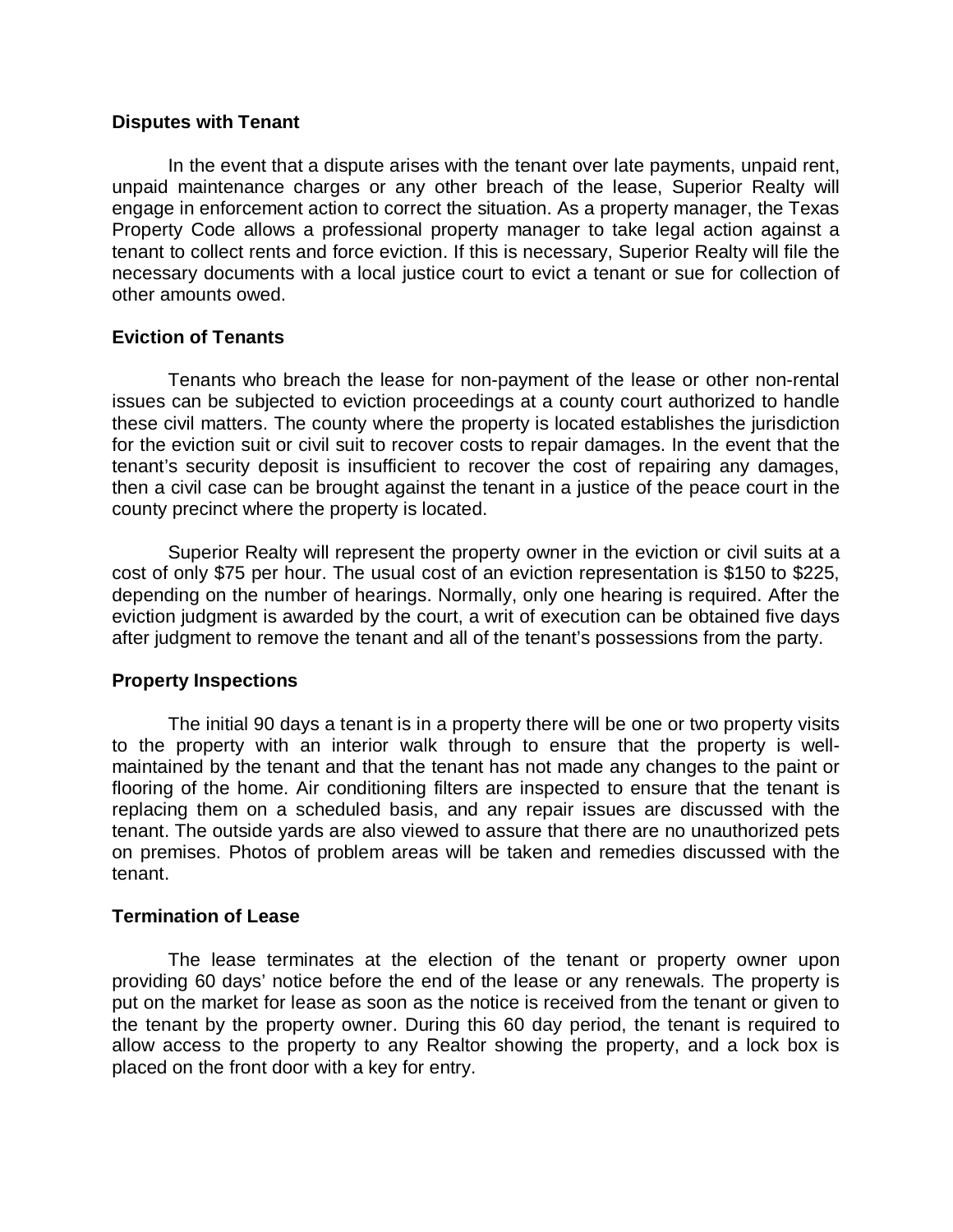**Disputes with Tenant**

In the event that a dispute arises with the tenant over late payments, unpaid rent, unpaid maintenance charges or any other breach of the lease, Superior Realty will engage in enforcement action to correct the situation. As a property manager, the Texas Property Code allows a professional property manager to take legal action against a tenant to collect rents and force eviction. If this is necessary, Superior Realty will file the necessary documents with a local justice court to evict a tenant or sue for collection of other amounts owed.

**Eviction of Tenants**

Tenants who breach the lease for non-payment of the lease or other non-rental issues can be subjected to eviction proceedings at a county court authorized to handle these civil matters. The county where the property is located establishes the jurisdiction for the eviction suit or civil suit to recover costs to repair damages. In the event that the tenant's security deposit is insufficient to recover the cost of repairing any damages, then a civil case can be brought against the tenant in a justice of the peace court in the county precinct where the property is located.

Superior Realty will represent the property owner in the eviction or civil suits at a cost of only $75 per hour. The usual cost of an eviction representation is $150 to $225, depending on the number of hearings. Normally, only one hearing is required. After the eviction judgment is awarded by the court, a writ of execution can be obtained five days after judgment to remove the tenant and all of the tenant's possessions from the party.

**Property Inspections**

The initial 90 days a tenant is in a property there will be one or two property visits to the property with an interior walk through to ensure that the property is well-maintained by the tenant and that the tenant has not made any changes to the paint or flooring of the home. Air conditioning filters are inspected to ensure that the tenant is replacing them on a scheduled basis, and any repair issues are discussed with the tenant. The outside yards are also viewed to assure that there are no unauthorized pets on premises. Photos of problem areas will be taken and remedies discussed with the tenant.

**Termination of Lease**

The lease terminates at the election of the tenant or property owner upon providing 60 days' notice before the end of the lease or any renewals. The property is put on the market for lease as soon as the notice is received from the tenant or given to the tenant by the property owner. During this 60 day period, the tenant is required to allow access to the property to any Realtor showing the property, and a lock box is placed on the front door with a key for entry.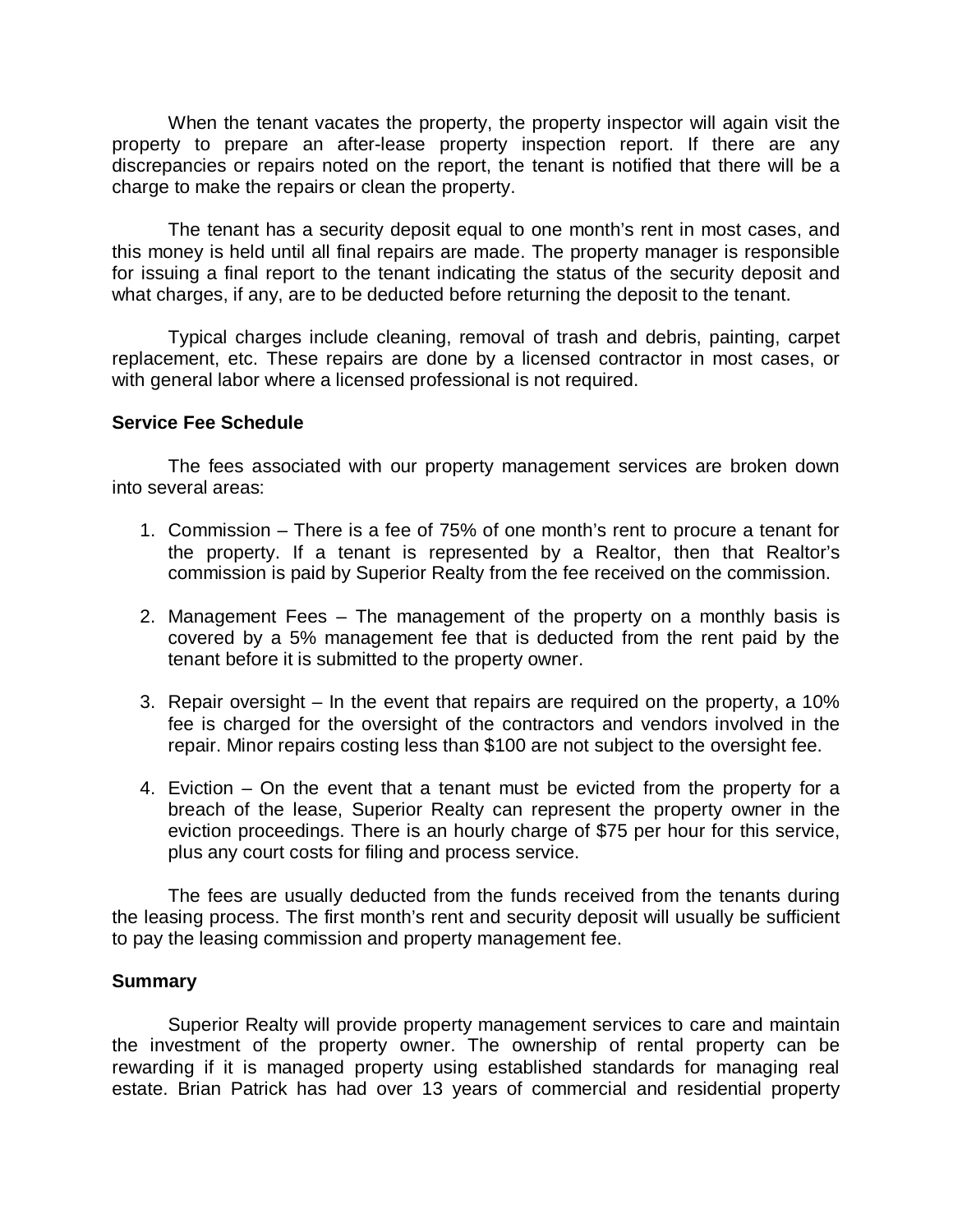When the tenant vacates the property, the property inspector will again visit the property to prepare an after-lease property inspection report. If there are any discrepancies or repairs noted on the report, the tenant is notified that there will be a charge to make the repairs or clean the property.

The tenant has a security deposit equal to one month's rent in most cases, and this money is held until all final repairs are made. The property manager is responsible for issuing a final report to the tenant indicating the status of the security deposit and what charges, if any, are to be deducted before returning the deposit to the tenant.

Typical charges include cleaning, removal of trash and debris, painting, carpet replacement, etc. These repairs are done by a licensed contractor in most cases, or with general labor where a licensed professional is not required.

**Service Fee Schedule**

The fees associated with our property management services are broken down into several areas:

1. Commission – There is a fee of 75% of one month's rent to procure a tenant for the property. If a tenant is represented by a Realtor, then that Realtor's commission is paid by Superior Realty from the fee received on the commission.

2. Management Fees – The management of the property on a monthly basis is covered by a 5% management fee that is deducted from the rent paid by the tenant before it is submitted to the property owner.

3. Repair oversight – In the event that repairs are required on the property, a 10% fee is charged for the oversight of the contractors and vendors involved in the repair. Minor repairs costing less than $100 are not subject to the oversight fee.

4. Eviction – On the event that a tenant must be evicted from the property for a breach of the lease, Superior Realty can represent the property owner in the eviction proceedings. There is an hourly charge of $75 per hour for this service, plus any court costs for filing and process service.

The fees are usually deducted from the funds received from the tenants during the leasing process. The first month's rent and security deposit will usually be sufficient to pay the leasing commission and property management fee.

**Summary**

Superior Realty will provide property management services to care and maintain the investment of the property owner. The ownership of rental property can be rewarding if it is managed property using established standards for managing real estate. Brian Patrick has had over 13 years of commercial and residential property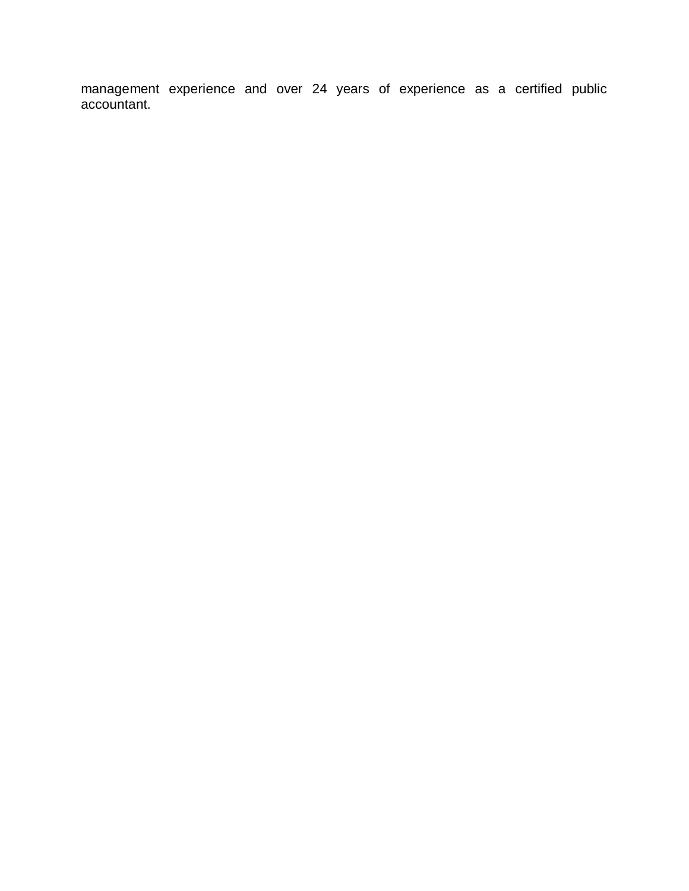management experience and over 24 years of experience as a certified public accountant.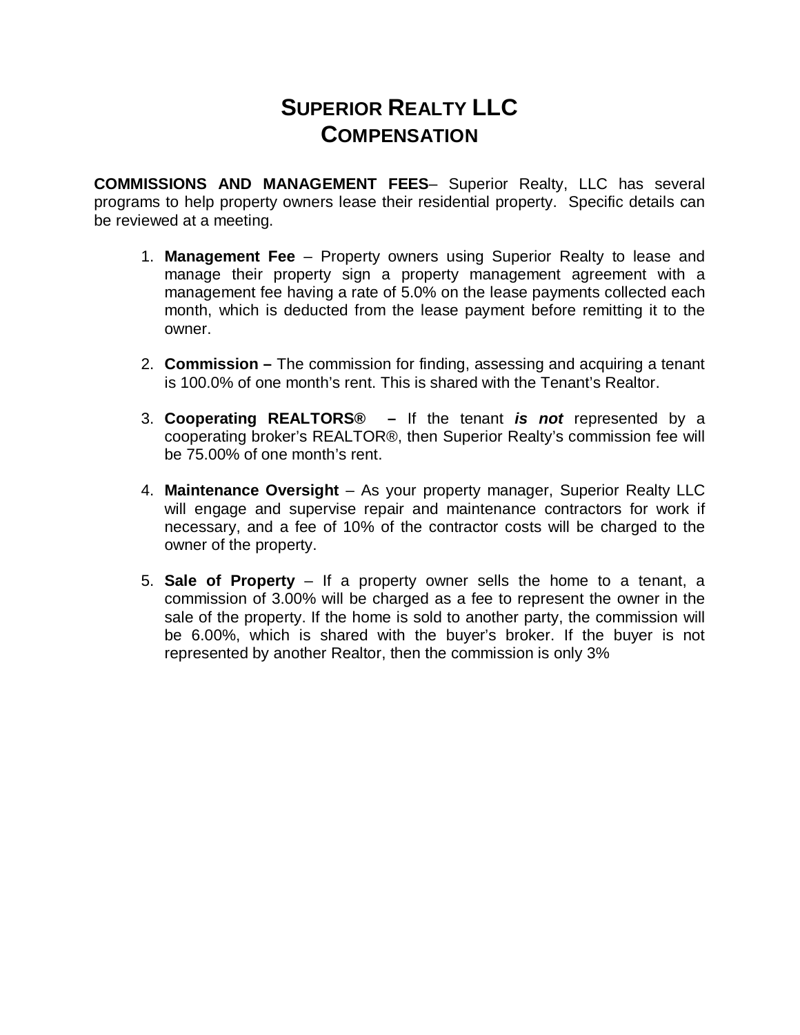# SUPERIOR REALTY LLC
# COMPENSATION

**COMMISSIONS AND MANAGEMENT FEES**– Superior Realty, LLC has several programs to help property owners lease their residential property. Specific details can be reviewed at a meeting.

1. **Management Fee** – Property owners using Superior Realty to lease and manage their property sign a property management agreement with a management fee having a rate of 5.0% on the lease payments collected each month, which is deducted from the lease payment before remitting it to the owner.

2. **Commission –** The commission for finding, assessing and acquiring a tenant is 100.0% of one month's rent. This is shared with the Tenant's Realtor.

3. **Cooperating REALTORS® –** If the tenant ***is not*** represented by a cooperating broker's REALTOR®, then Superior Realty's commission fee will be 75.00% of one month's rent.

4. **Maintenance Oversight** – As your property manager, Superior Realty LLC will engage and supervise repair and maintenance contractors for work if necessary, and a fee of 10% of the contractor costs will be charged to the owner of the property.

5. **Sale of Property** – If a property owner sells the home to a tenant, a commission of 3.00% will be charged as a fee to represent the owner in the sale of the property. If the home is sold to another party, the commission will be 6.00%, which is shared with the buyer's broker. If the buyer is not represented by another Realtor, then the commission is only 3%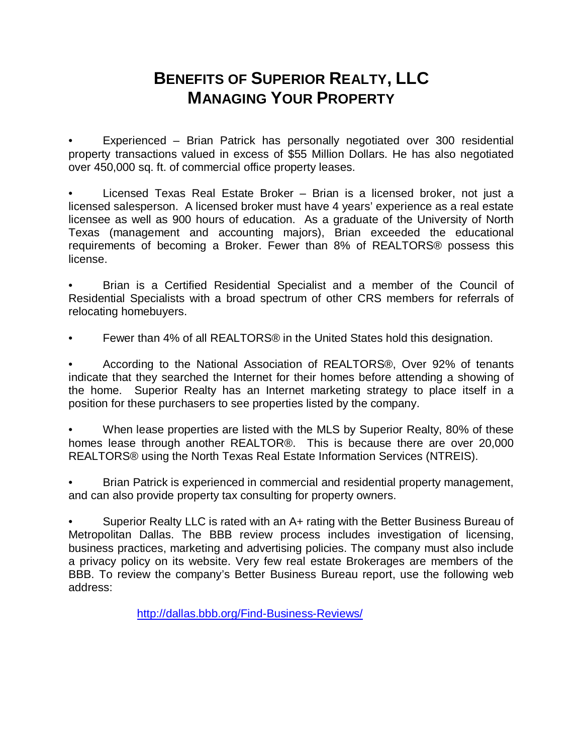# BENEFITS OF SUPERIOR REALTY, LLC MANAGING YOUR PROPERTY

- Experienced – Brian Patrick has personally negotiated over 300 residential property transactions valued in excess of $55 Million Dollars. He has also negotiated over 450,000 sq. ft. of commercial office property leases.

- Licensed Texas Real Estate Broker – Brian is a licensed broker, not just a licensed salesperson. A licensed broker must have 4 years' experience as a real estate licensee as well as 900 hours of education. As a graduate of the University of North Texas (management and accounting majors), Brian exceeded the educational requirements of becoming a Broker. Fewer than 8% of REALTORS® possess this license.

- Brian is a Certified Residential Specialist and a member of the Council of Residential Specialists with a broad spectrum of other CRS members for referrals of relocating homebuyers.

- Fewer than 4% of all REALTORS® in the United States hold this designation.

- According to the National Association of REALTORS®, Over 92% of tenants indicate that they searched the Internet for their homes before attending a showing of the home. Superior Realty has an Internet marketing strategy to place itself in a position for these purchasers to see properties listed by the company.

- When lease properties are listed with the MLS by Superior Realty, 80% of these homes lease through another REALTOR®. This is because there are over 20,000 REALTORS® using the North Texas Real Estate Information Services (NTREIS).

- Brian Patrick is experienced in commercial and residential property management, and can also provide property tax consulting for property owners.

- Superior Realty LLC is rated with an A+ rating with the Better Business Bureau of Metropolitan Dallas. The BBB review process includes investigation of licensing, business practices, marketing and advertising policies. The company must also include a privacy policy on its website. Very few real estate Brokerages are members of the BBB. To review the company's Better Business Bureau report, use the following web address:

  http://dallas.bbb.org/Find-Business-Reviews/